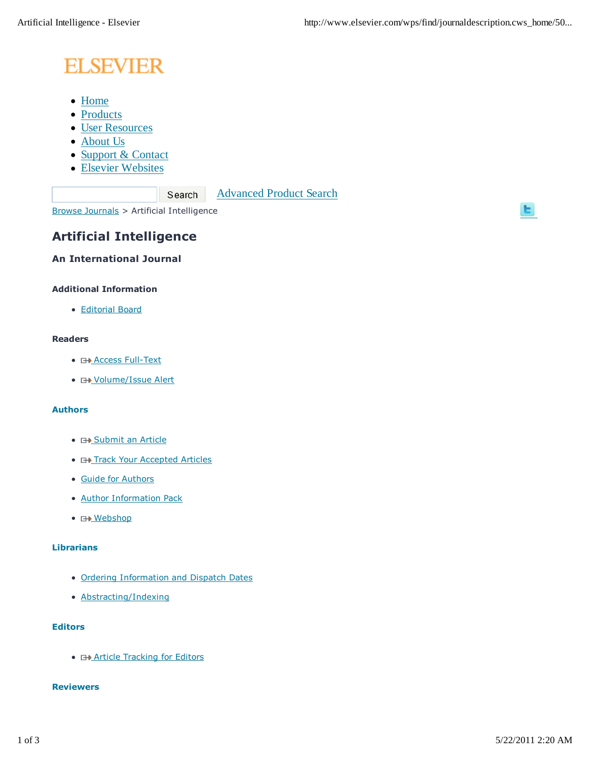ELSEVIER

- Home
- Products
- User Resources
- About Us
- Support & Contact
- Elsevier Websites

Search Advanced Product Search

Browse Journals > Artificial Intelligence

# Artificial Intelligence

## An International Journal

### Additional Information

- Editorial Board

### Readers

- Access Full-Text
- Volume/Issue Alert

### Authors

- Submit an Article
- Track Your Accepted Articles
- Guide for Authors
- Author Information Pack
- Webshop

### Librarians

- Ordering Information and Dispatch Dates
- Abstracting/Indexing

### Editors

- Article Tracking for Editors

### Reviewers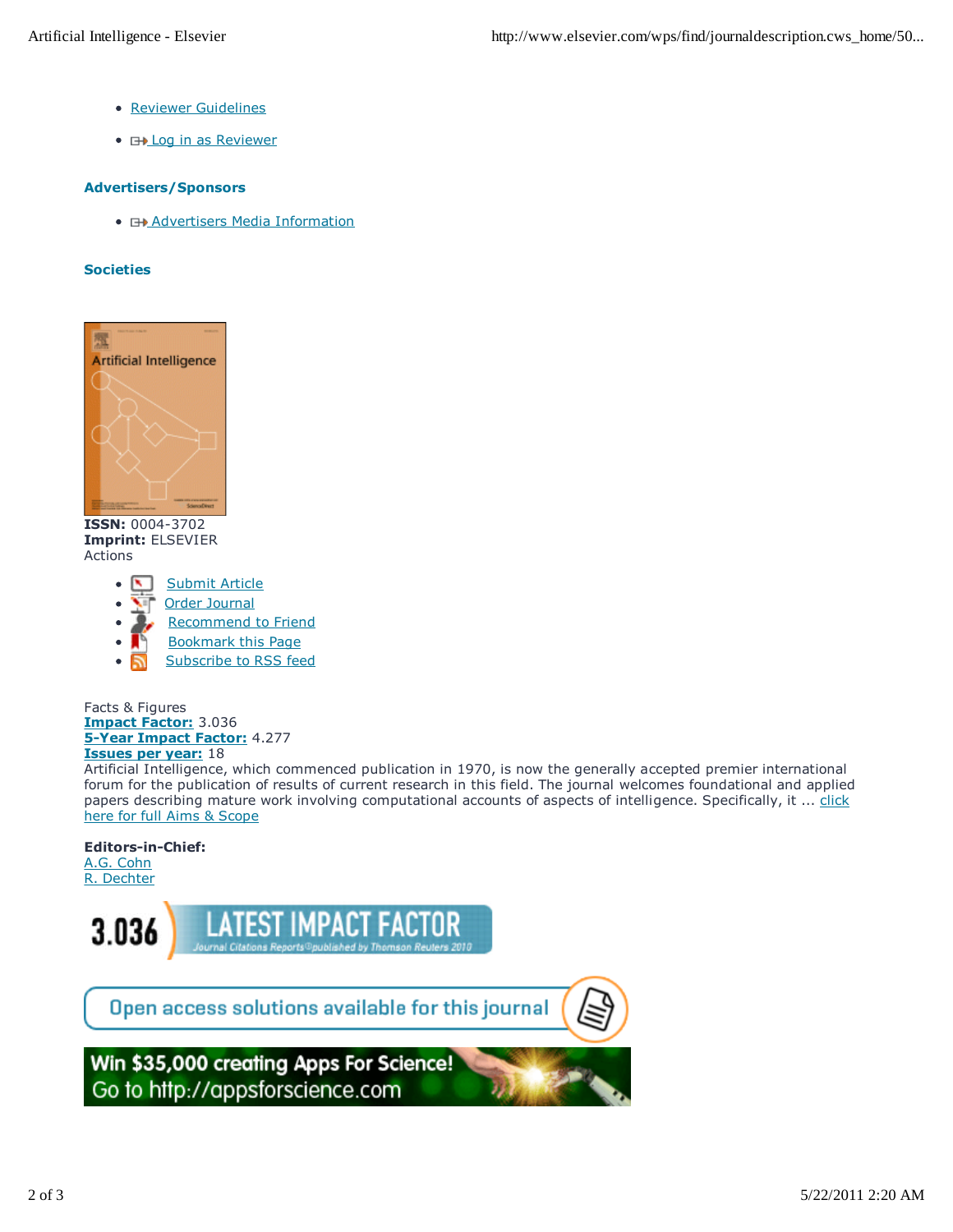- Reviewer Guidelines
- Log in as Reviewer

### Advertisers/Sponsors

- Advertisers Media Information

### Societies

**ISSN:** 0004-3702
**Imprint:** ELSEVIER
Actions

- Submit Article
- Order Journal
- Recommend to Friend
- Bookmark this Page
- Subscribe to RSS feed

Facts & Figures
**Impact Factor:** 3.036
**5-Year Impact Factor:** 4.277
**Issues per year:** 18
Artificial Intelligence, which commenced publication in 1970, is now the generally accepted premier international forum for the publication of results of current research in this field. The journal welcomes foundational and applied papers describing mature work involving computational accounts of aspects of intelligence. Specifically, it ... click here for full Aims & Scope

**Editors-in-Chief:**
A.G. Cohn
R. Dechter

3.036 LATEST IMPACT FACTOR
Journal Citations Reports® published by Thomson Reuters 2010

Open access solutions available for this journal

Win $35,000 creating Apps For Science!
Go to http://appsforscience.com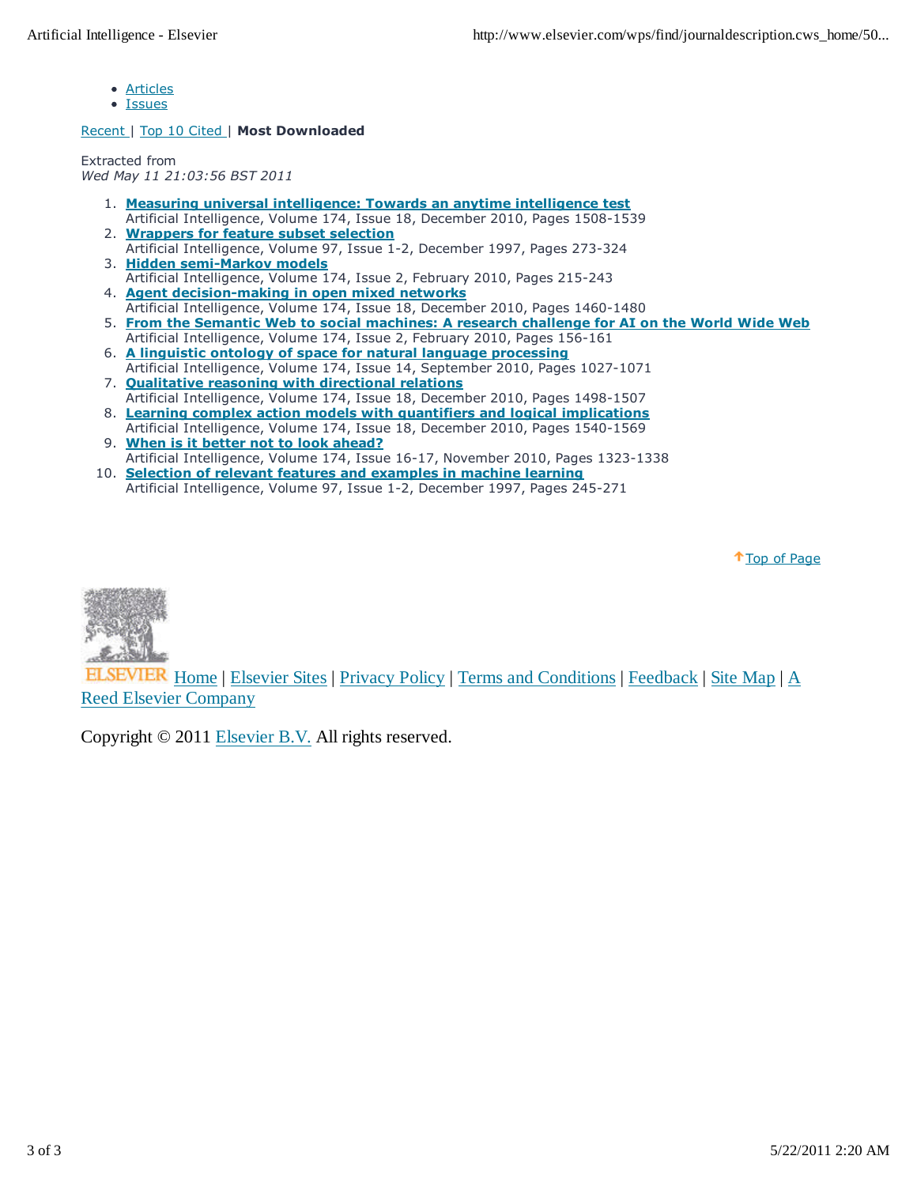- Articles
- Issues

Recent | Top 10 Cited | **Most Downloaded**

Extracted from
*Wed May 11 21:03:56 BST 2011*

1. **Measuring universal intelligence: Towards an anytime intelligence test**
   Artificial Intelligence, Volume 174, Issue 18, December 2010, Pages 1508-1539
2. **Wrappers for feature subset selection**
   Artificial Intelligence, Volume 97, Issue 1-2, December 1997, Pages 273-324
3. **Hidden semi-Markov models**
   Artificial Intelligence, Volume 174, Issue 2, February 2010, Pages 215-243
4. **Agent decision-making in open mixed networks**
   Artificial Intelligence, Volume 174, Issue 18, December 2010, Pages 1460-1480
5. **From the Semantic Web to social machines: A research challenge for AI on the World Wide Web**
   Artificial Intelligence, Volume 174, Issue 2, February 2010, Pages 156-161
6. **A linguistic ontology of space for natural language processing**
   Artificial Intelligence, Volume 174, Issue 14, September 2010, Pages 1027-1071
7. **Qualitative reasoning with directional relations**
   Artificial Intelligence, Volume 174, Issue 18, December 2010, Pages 1498-1507
8. **Learning complex action models with quantifiers and logical implications**
   Artificial Intelligence, Volume 174, Issue 18, December 2010, Pages 1540-1569
9. **When is it better not to look ahead?**
   Artificial Intelligence, Volume 174, Issue 16-17, November 2010, Pages 1323-1338
10. **Selection of relevant features and examples in machine learning**
    Artificial Intelligence, Volume 97, Issue 1-2, December 1997, Pages 245-271

Top of Page

ELSEVIER Home | Elsevier Sites | Privacy Policy | Terms and Conditions | Feedback | Site Map | A Reed Elsevier Company

Copyright © 2011 Elsevier B.V. All rights reserved.